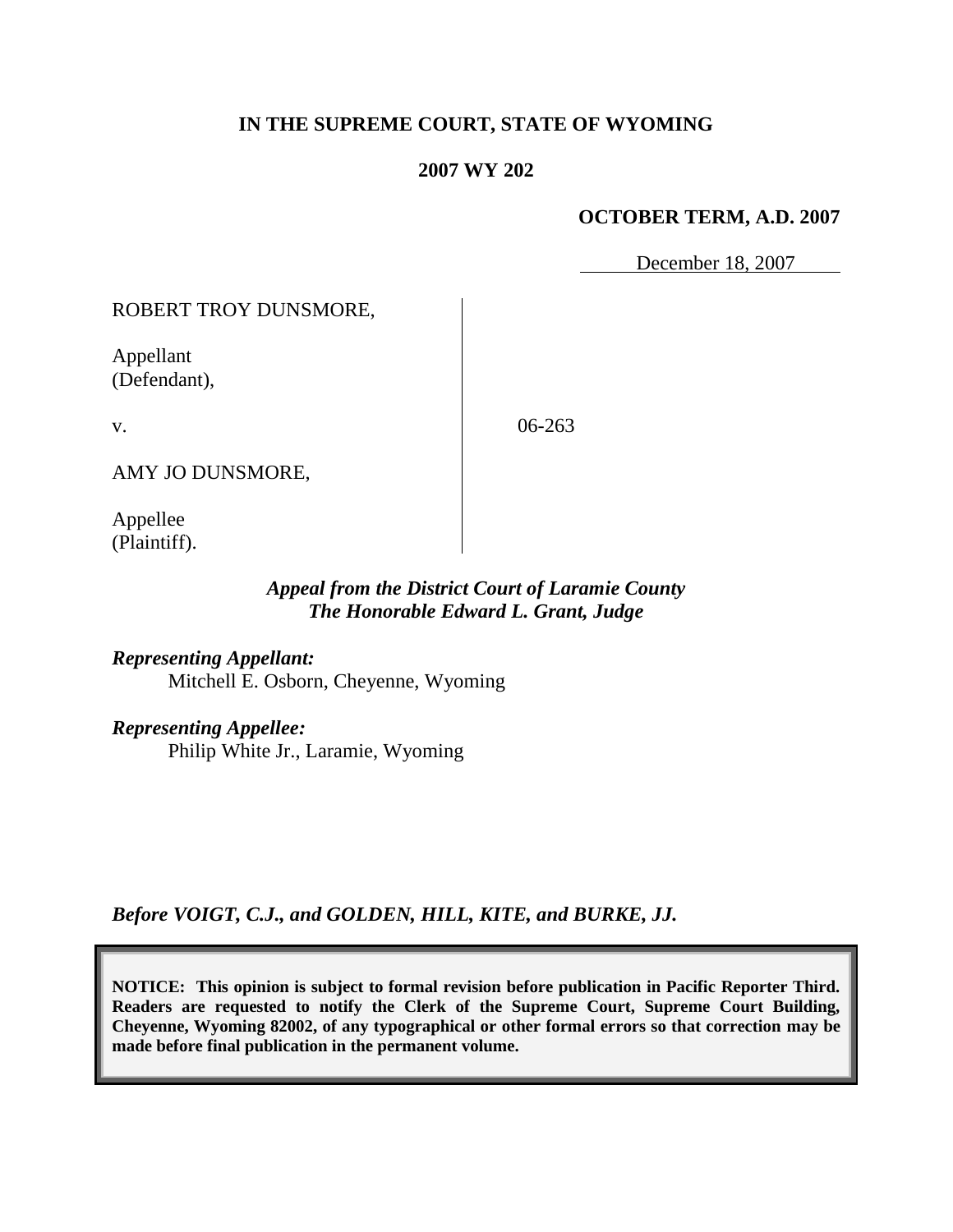**IN THE SUPREME COURT, STATE OF WYOMING**

**2007 WY 202**

**OCTOBER TERM, A.D. 2007**

December 18, 2007

| | |
|---|---|
| ROBERT TROY DUNSMORE,<br><br>Appellant<br>(Defendant),<br><br>v.<br><br>AMY JO DUNSMORE,<br><br>Appellee<br>(Plaintiff). | 06-263 |

***Appeal from the District Court of Laramie County***
***The Honorable Edward L. Grant, Judge***

***Representing Appellant:***
Mitchell E. Osborn, Cheyenne, Wyoming

***Representing Appellee:***
Philip White Jr., Laramie, Wyoming

***Before VOIGT, C.J., and GOLDEN, HILL, KITE, and BURKE, JJ.***

**NOTICE: This opinion is subject to formal revision before publication in Pacific Reporter Third. Readers are requested to notify the Clerk of the Supreme Court, Supreme Court Building, Cheyenne, Wyoming 82002, of any typographical or other formal errors so that correction may be made before final publication in the permanent volume.**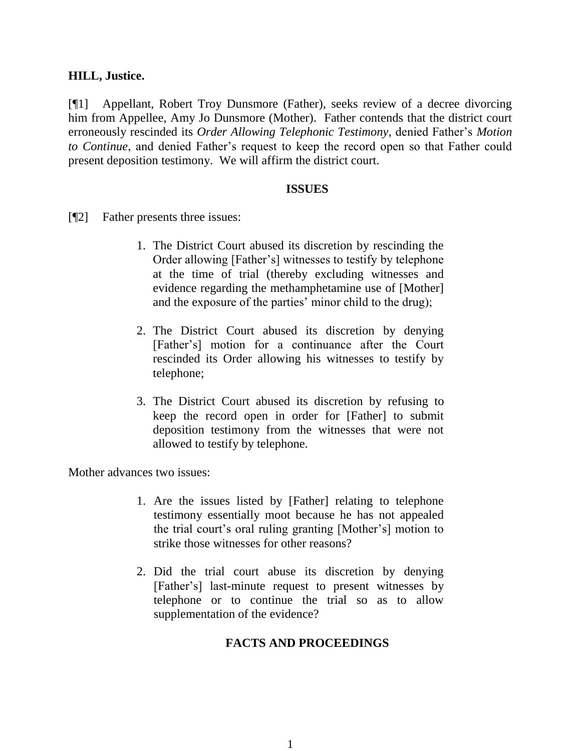**HILL, Justice.**

[¶1] Appellant, Robert Troy Dunsmore (Father), seeks review of a decree divorcing him from Appellee, Amy Jo Dunsmore (Mother). Father contends that the district court erroneously rescinded its *Order Allowing Telephonic Testimony*, denied Father's *Motion to Continue*, and denied Father's request to keep the record open so that Father could present deposition testimony. We will affirm the district court.

**ISSUES**

[¶2] Father presents three issues:

> 1. The District Court abused its discretion by rescinding the Order allowing [Father's] witnesses to testify by telephone at the time of trial (thereby excluding witnesses and evidence regarding the methamphetamine use of [Mother] and the exposure of the parties' minor child to the drug);
>
> 2. The District Court abused its discretion by denying [Father's] motion for a continuance after the Court rescinded its Order allowing his witnesses to testify by telephone;
>
> 3. The District Court abused its discretion by refusing to keep the record open in order for [Father] to submit deposition testimony from the witnesses that were not allowed to testify by telephone.

Mother advances two issues:

> 1. Are the issues listed by [Father] relating to telephone testimony essentially moot because he has not appealed the trial court's oral ruling granting [Mother's] motion to strike those witnesses for other reasons?
>
> 2. Did the trial court abuse its discretion by denying [Father's] last-minute request to present witnesses by telephone or to continue the trial so as to allow supplementation of the evidence?

**FACTS AND PROCEEDINGS**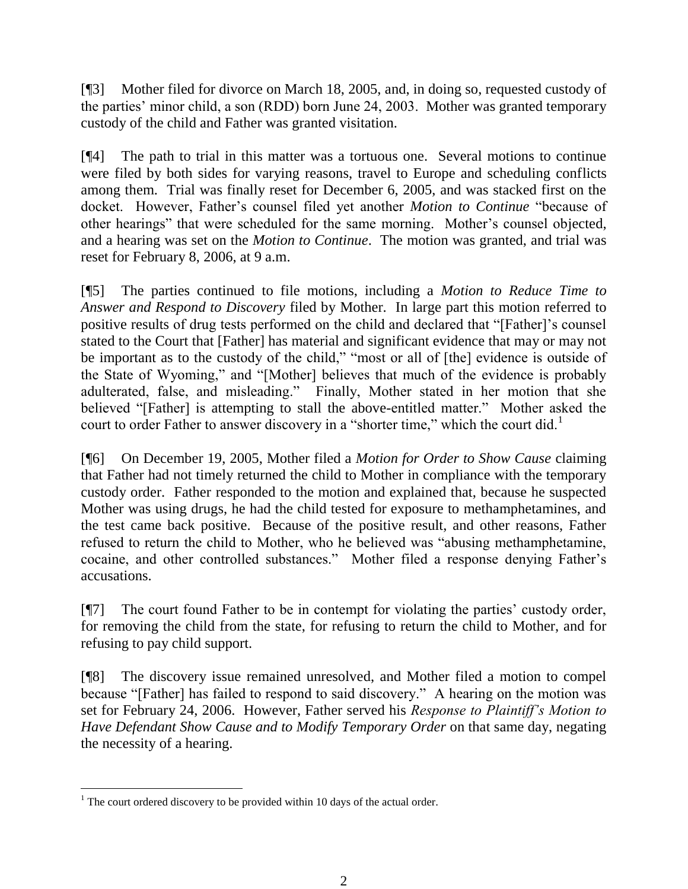[¶3] Mother filed for divorce on March 18, 2005, and, in doing so, requested custody of the parties' minor child, a son (RDD) born June 24, 2003. Mother was granted temporary custody of the child and Father was granted visitation.

[¶4] The path to trial in this matter was a tortuous one. Several motions to continue were filed by both sides for varying reasons, travel to Europe and scheduling conflicts among them. Trial was finally reset for December 6, 2005, and was stacked first on the docket. However, Father's counsel filed yet another *Motion to Continue* "because of other hearings" that were scheduled for the same morning. Mother's counsel objected, and a hearing was set on the *Motion to Continue*. The motion was granted, and trial was reset for February 8, 2006, at 9 a.m.

[¶5] The parties continued to file motions, including a *Motion to Reduce Time to Answer and Respond to Discovery* filed by Mother. In large part this motion referred to positive results of drug tests performed on the child and declared that "[Father]'s counsel stated to the Court that [Father] has material and significant evidence that may or may not be important as to the custody of the child," "most or all of [the] evidence is outside of the State of Wyoming," and "[Mother] believes that much of the evidence is probably adulterated, false, and misleading." Finally, Mother stated in her motion that she believed "[Father] is attempting to stall the above-entitled matter." Mother asked the court to order Father to answer discovery in a "shorter time," which the court did.[1]

[¶6] On December 19, 2005, Mother filed a *Motion for Order to Show Cause* claiming that Father had not timely returned the child to Mother in compliance with the temporary custody order. Father responded to the motion and explained that, because he suspected Mother was using drugs, he had the child tested for exposure to methamphetamines, and the test came back positive. Because of the positive result, and other reasons, Father refused to return the child to Mother, who he believed was "abusing methamphetamine, cocaine, and other controlled substances." Mother filed a response denying Father's accusations.

[¶7] The court found Father to be in contempt for violating the parties' custody order, for removing the child from the state, for refusing to return the child to Mother, and for refusing to pay child support.

[¶8] The discovery issue remained unresolved, and Mother filed a motion to compel because "[Father] has failed to respond to said discovery." A hearing on the motion was set for February 24, 2006. However, Father served his *Response to Plaintiff's Motion to Have Defendant Show Cause and to Modify Temporary Order* on that same day, negating the necessity of a hearing.

---

[1] The court ordered discovery to be provided within 10 days of the actual order.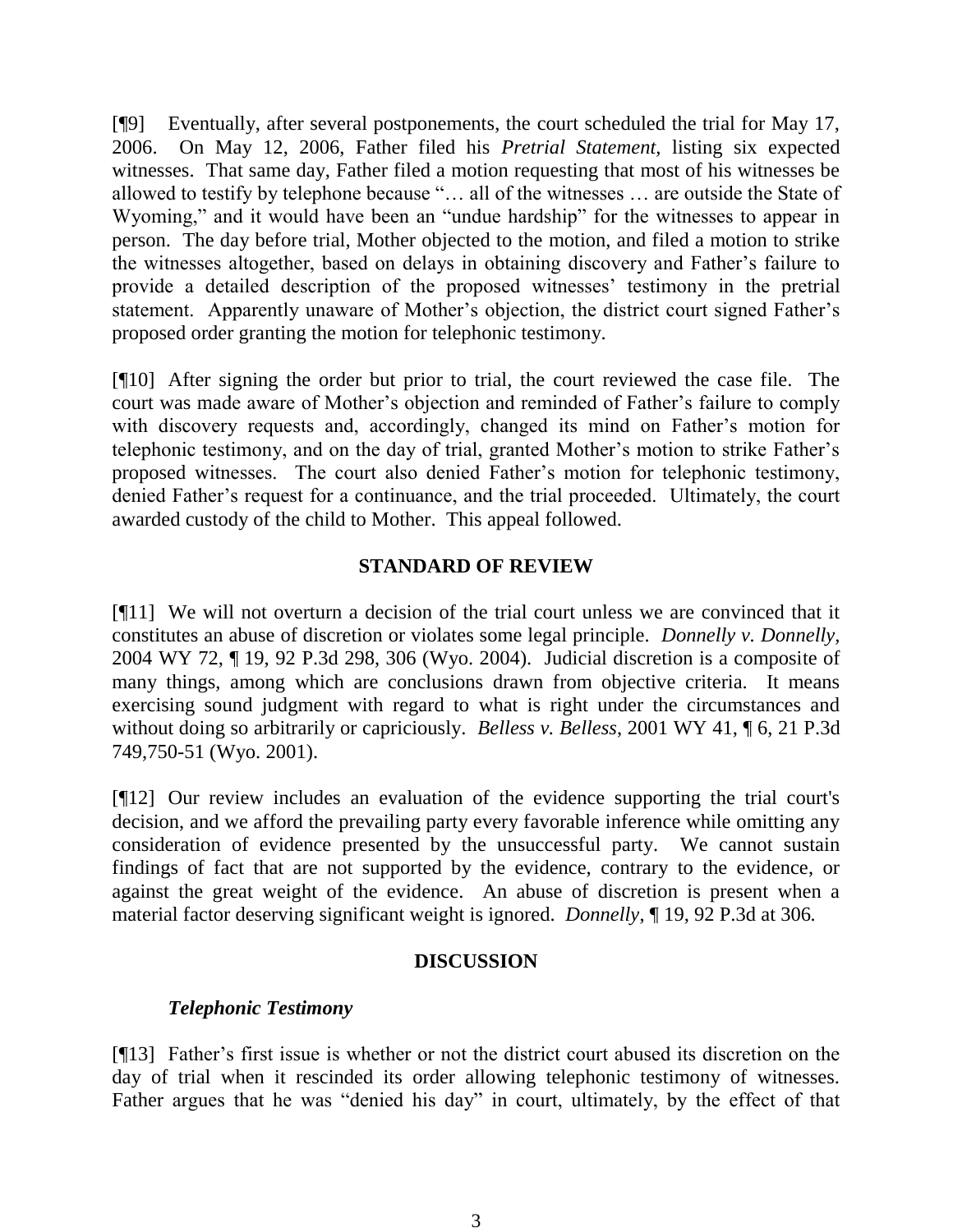[¶9] Eventually, after several postponements, the court scheduled the trial for May 17, 2006. On May 12, 2006, Father filed his *Pretrial Statement*, listing six expected witnesses. That same day, Father filed a motion requesting that most of his witnesses be allowed to testify by telephone because "… all of the witnesses … are outside the State of Wyoming," and it would have been an "undue hardship" for the witnesses to appear in person. The day before trial, Mother objected to the motion, and filed a motion to strike the witnesses altogether, based on delays in obtaining discovery and Father's failure to provide a detailed description of the proposed witnesses' testimony in the pretrial statement. Apparently unaware of Mother's objection, the district court signed Father's proposed order granting the motion for telephonic testimony.

[¶10] After signing the order but prior to trial, the court reviewed the case file. The court was made aware of Mother's objection and reminded of Father's failure to comply with discovery requests and, accordingly, changed its mind on Father's motion for telephonic testimony, and on the day of trial, granted Mother's motion to strike Father's proposed witnesses. The court also denied Father's motion for telephonic testimony, denied Father's request for a continuance, and the trial proceeded. Ultimately, the court awarded custody of the child to Mother. This appeal followed.

## STANDARD OF REVIEW

[¶11] We will not overturn a decision of the trial court unless we are convinced that it constitutes an abuse of discretion or violates some legal principle. *Donnelly v. Donnelly,* 2004 WY 72, ¶ 19, 92 P.3d 298, 306 (Wyo. 2004). Judicial discretion is a composite of many things, among which are conclusions drawn from objective criteria. It means exercising sound judgment with regard to what is right under the circumstances and without doing so arbitrarily or capriciously. *Belless v. Belless*, 2001 WY 41, ¶ 6, 21 P.3d 749,750-51 (Wyo. 2001).

[¶12] Our review includes an evaluation of the evidence supporting the trial court's decision, and we afford the prevailing party every favorable inference while omitting any consideration of evidence presented by the unsuccessful party. We cannot sustain findings of fact that are not supported by the evidence, contrary to the evidence, or against the great weight of the evidence. An abuse of discretion is present when a material factor deserving significant weight is ignored. *Donnelly*, ¶ 19, 92 P.3d at 306.

## DISCUSSION

### *Telephonic Testimony*

[¶13] Father's first issue is whether or not the district court abused its discretion on the day of trial when it rescinded its order allowing telephonic testimony of witnesses. Father argues that he was "denied his day" in court, ultimately, by the effect of that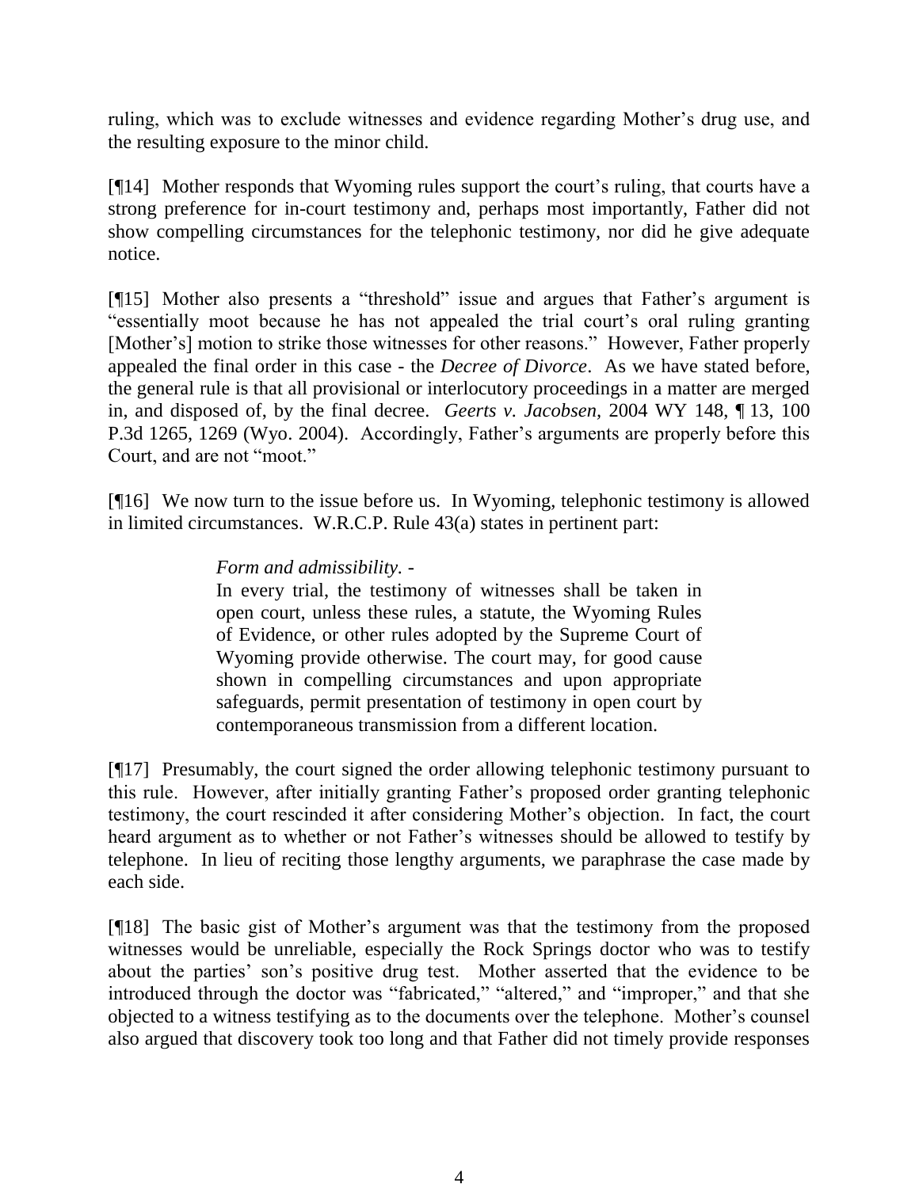ruling, which was to exclude witnesses and evidence regarding Mother's drug use, and the resulting exposure to the minor child.

[¶14] Mother responds that Wyoming rules support the court's ruling, that courts have a strong preference for in-court testimony and, perhaps most importantly, Father did not show compelling circumstances for the telephonic testimony, nor did he give adequate notice.

[¶15] Mother also presents a "threshold" issue and argues that Father's argument is "essentially moot because he has not appealed the trial court's oral ruling granting [Mother's] motion to strike those witnesses for other reasons." However, Father properly appealed the final order in this case - the *Decree of Divorce*. As we have stated before, the general rule is that all provisional or interlocutory proceedings in a matter are merged in, and disposed of, by the final decree. *Geerts v. Jacobsen*, 2004 WY 148, ¶ 13, 100 P.3d 1265, 1269 (Wyo. 2004). Accordingly, Father's arguments are properly before this Court, and are not "moot."

[¶16] We now turn to the issue before us. In Wyoming, telephonic testimony is allowed in limited circumstances. W.R.C.P. Rule 43(a) states in pertinent part:

> *Form and admissibility.* -
> In every trial, the testimony of witnesses shall be taken in open court, unless these rules, a statute, the Wyoming Rules of Evidence, or other rules adopted by the Supreme Court of Wyoming provide otherwise. The court may, for good cause shown in compelling circumstances and upon appropriate safeguards, permit presentation of testimony in open court by contemporaneous transmission from a different location.

[¶17] Presumably, the court signed the order allowing telephonic testimony pursuant to this rule. However, after initially granting Father's proposed order granting telephonic testimony, the court rescinded it after considering Mother's objection. In fact, the court heard argument as to whether or not Father's witnesses should be allowed to testify by telephone. In lieu of reciting those lengthy arguments, we paraphrase the case made by each side.

[¶18] The basic gist of Mother's argument was that the testimony from the proposed witnesses would be unreliable, especially the Rock Springs doctor who was to testify about the parties' son's positive drug test. Mother asserted that the evidence to be introduced through the doctor was "fabricated," "altered," and "improper," and that she objected to a witness testifying as to the documents over the telephone. Mother's counsel also argued that discovery took too long and that Father did not timely provide responses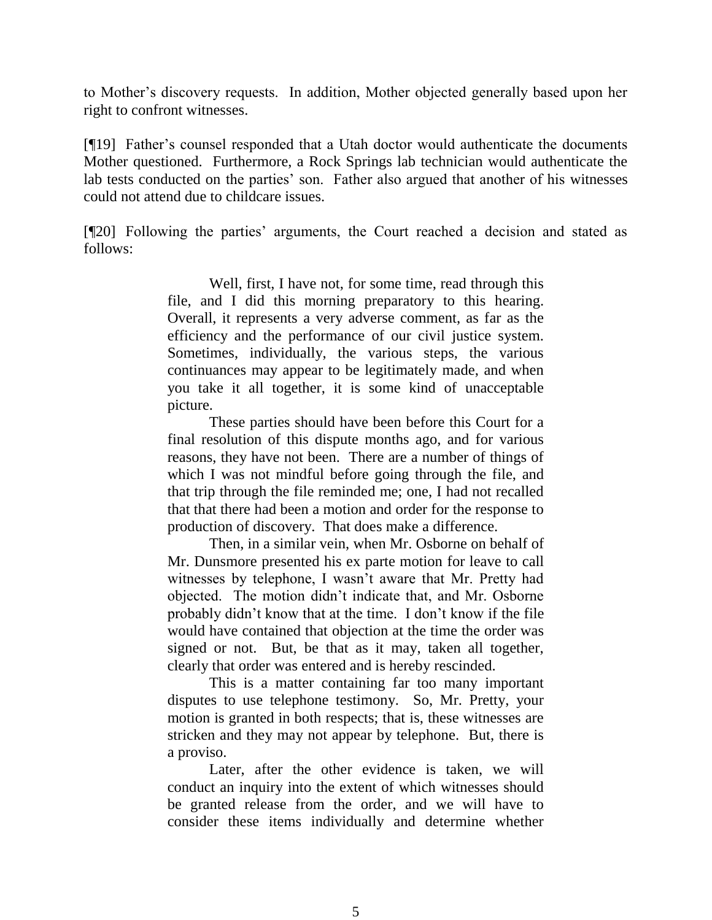to Mother's discovery requests. In addition, Mother objected generally based upon her right to confront witnesses.

[¶19] Father's counsel responded that a Utah doctor would authenticate the documents Mother questioned. Furthermore, a Rock Springs lab technician would authenticate the lab tests conducted on the parties' son. Father also argued that another of his witnesses could not attend due to childcare issues.

[¶20] Following the parties' arguments, the Court reached a decision and stated as follows:

> Well, first, I have not, for some time, read through this file, and I did this morning preparatory to this hearing. Overall, it represents a very adverse comment, as far as the efficiency and the performance of our civil justice system. Sometimes, individually, the various steps, the various continuances may appear to be legitimately made, and when you take it all together, it is some kind of unacceptable picture.
>
> These parties should have been before this Court for a final resolution of this dispute months ago, and for various reasons, they have not been. There are a number of things of which I was not mindful before going through the file, and that trip through the file reminded me; one, I had not recalled that that there had been a motion and order for the response to production of discovery. That does make a difference.
>
> Then, in a similar vein, when Mr. Osborne on behalf of Mr. Dunsmore presented his ex parte motion for leave to call witnesses by telephone, I wasn't aware that Mr. Pretty had objected. The motion didn't indicate that, and Mr. Osborne probably didn't know that at the time. I don't know if the file would have contained that objection at the time the order was signed or not. But, be that as it may, taken all together, clearly that order was entered and is hereby rescinded.
>
> This is a matter containing far too many important disputes to use telephone testimony. So, Mr. Pretty, your motion is granted in both respects; that is, these witnesses are stricken and they may not appear by telephone. But, there is a proviso.
>
> Later, after the other evidence is taken, we will conduct an inquiry into the extent of which witnesses should be granted release from the order, and we will have to consider these items individually and determine whether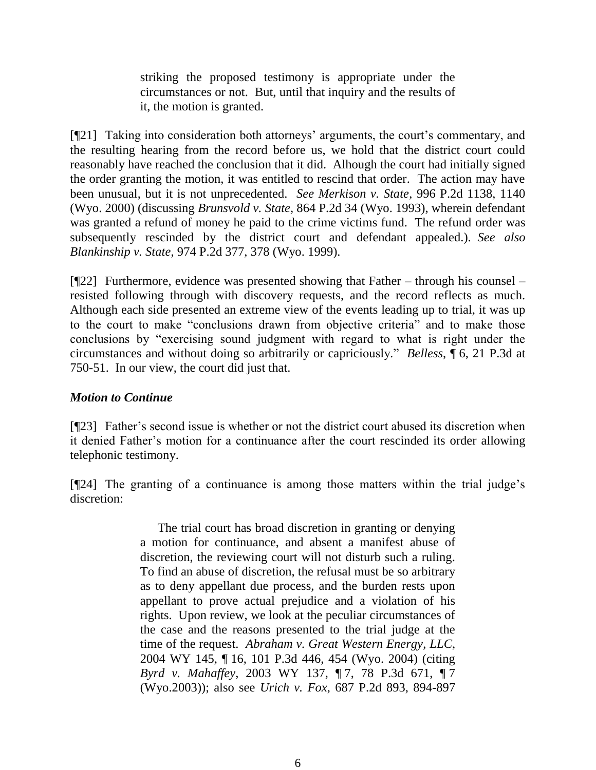> striking the proposed testimony is appropriate under the circumstances or not. But, until that inquiry and the results of it, the motion is granted.

[¶21] Taking into consideration both attorneys' arguments, the court's commentary, and the resulting hearing from the record before us, we hold that the district court could reasonably have reached the conclusion that it did. Alhough the court had initially signed the order granting the motion, it was entitled to rescind that order. The action may have been unusual, but it is not unprecedented. *See Merkison v. State*, 996 P.2d 1138, 1140 (Wyo. 2000) (discussing *Brunsvold v. State*, 864 P.2d 34 (Wyo. 1993), wherein defendant was granted a refund of money he paid to the crime victims fund. The refund order was subsequently rescinded by the district court and defendant appealed.). *See also Blankinship v. State*, 974 P.2d 377, 378 (Wyo. 1999).

[¶22] Furthermore, evidence was presented showing that Father – through his counsel – resisted following through with discovery requests, and the record reflects as much. Although each side presented an extreme view of the events leading up to trial, it was up to the court to make "conclusions drawn from objective criteria" and to make those conclusions by "exercising sound judgment with regard to what is right under the circumstances and without doing so arbitrarily or capriciously." *Belless*, ¶ 6, 21 P.3d at 750-51. In our view, the court did just that.

### *Motion to Continue*

[¶23] Father's second issue is whether or not the district court abused its discretion when it denied Father's motion for a continuance after the court rescinded its order allowing telephonic testimony.

[¶24] The granting of a continuance is among those matters within the trial judge's discretion:

> The trial court has broad discretion in granting or denying a motion for continuance, and absent a manifest abuse of discretion, the reviewing court will not disturb such a ruling. To find an abuse of discretion, the refusal must be so arbitrary as to deny appellant due process, and the burden rests upon appellant to prove actual prejudice and a violation of his rights. Upon review, we look at the peculiar circumstances of the case and the reasons presented to the trial judge at the time of the request. *Abraham v. Great Western Energy, LLC*, 2004 WY 145, ¶ 16, 101 P.3d 446, 454 (Wyo. 2004) (citing *Byrd v. Mahaffey*, 2003 WY 137, ¶ 7, 78 P.3d 671, ¶ 7 (Wyo.2003)); also see *Urich v. Fox*, 687 P.2d 893, 894-897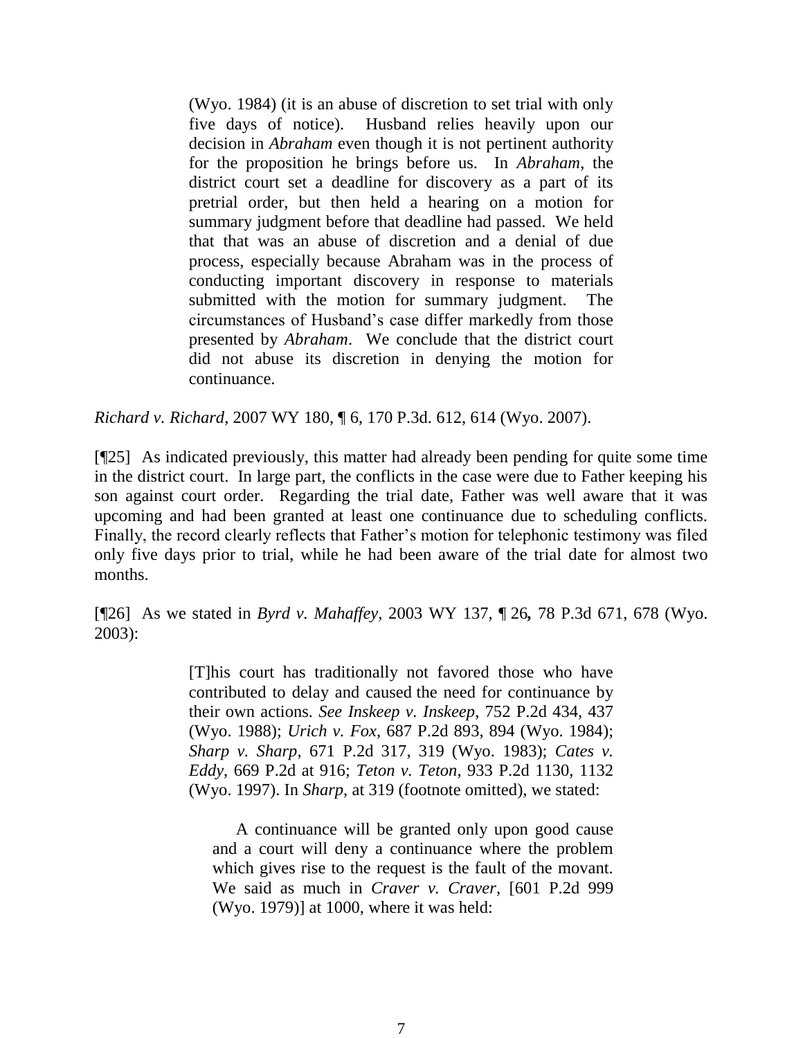> (Wyo. 1984) (it is an abuse of discretion to set trial with only five days of notice). Husband relies heavily upon our decision in *Abraham* even though it is not pertinent authority for the proposition he brings before us. In *Abraham*, the district court set a deadline for discovery as a part of its pretrial order, but then held a hearing on a motion for summary judgment before that deadline had passed. We held that that was an abuse of discretion and a denial of due process, especially because Abraham was in the process of conducting important discovery in response to materials submitted with the motion for summary judgment. The circumstances of Husband's case differ markedly from those presented by *Abraham*. We conclude that the district court did not abuse its discretion in denying the motion for continuance.

*Richard v. Richard*, 2007 WY 180, ¶ 6, 170 P.3d. 612, 614 (Wyo. 2007).

[¶25] As indicated previously, this matter had already been pending for quite some time in the district court. In large part, the conflicts in the case were due to Father keeping his son against court order. Regarding the trial date, Father was well aware that it was upcoming and had been granted at least one continuance due to scheduling conflicts. Finally, the record clearly reflects that Father's motion for telephonic testimony was filed only five days prior to trial, while he had been aware of the trial date for almost two months.

[¶26] As we stated in *Byrd v. Mahaffey*, 2003 WY 137, ¶ 26**,** 78 P.3d 671, 678 (Wyo. 2003):

> [T]his court has traditionally not favored those who have contributed to delay and caused the need for continuance by their own actions. *See Inskeep v. Inskeep*, 752 P.2d 434, 437 (Wyo. 1988); *Urich v. Fox*, 687 P.2d 893, 894 (Wyo. 1984); *Sharp v. Sharp*, 671 P.2d 317, 319 (Wyo. 1983); *Cates v. Eddy*, 669 P.2d at 916; *Teton v. Teton*, 933 P.2d 1130, 1132 (Wyo. 1997). In *Sharp*, at 319 (footnote omitted), we stated:
>
> > A continuance will be granted only upon good cause and a court will deny a continuance where the problem which gives rise to the request is the fault of the movant. We said as much in *Craver v. Craver*, [601 P.2d 999 (Wyo. 1979)] at 1000, where it was held: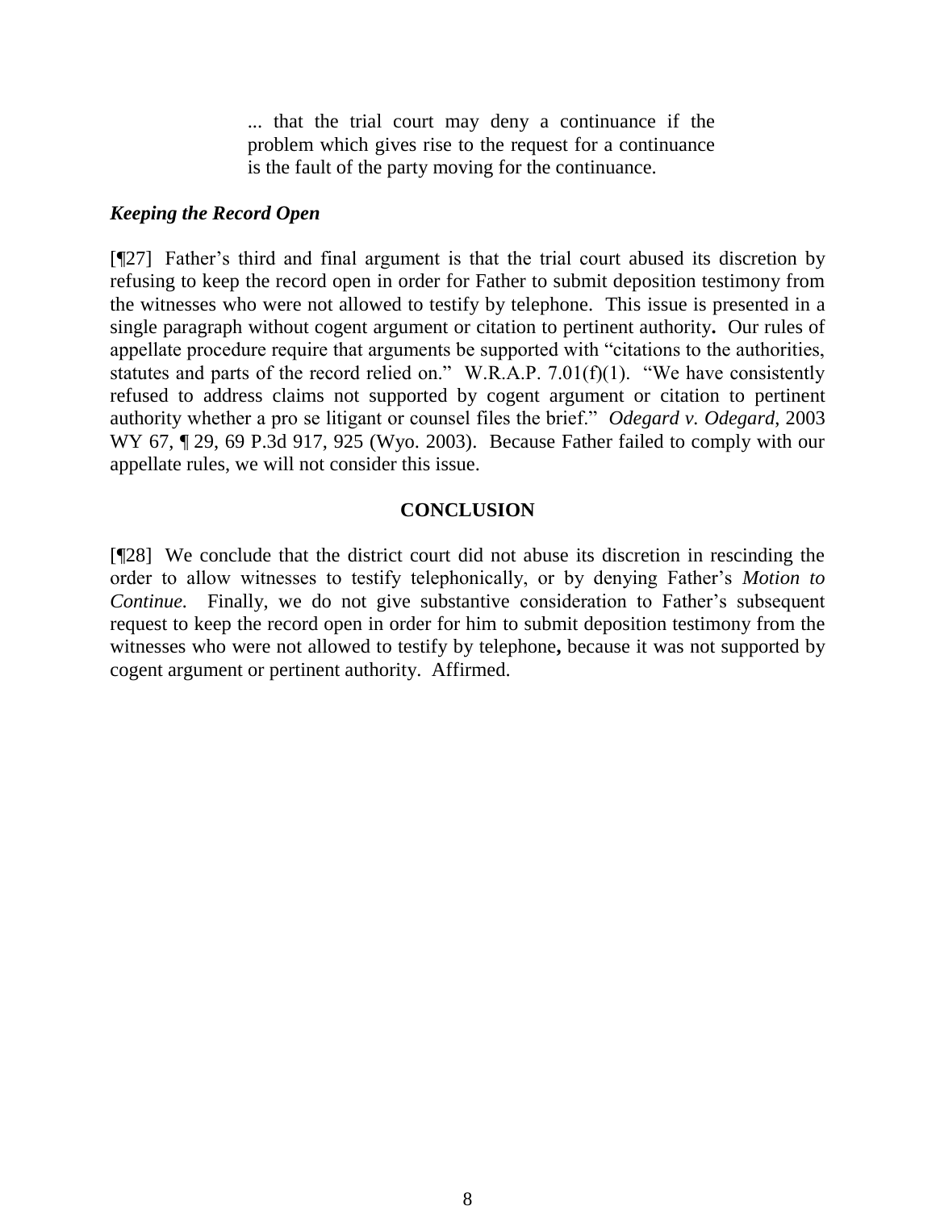> ... that the trial court may deny a continuance if the problem which gives rise to the request for a continuance is the fault of the party moving for the continuance.

### *Keeping the Record Open*

[¶27] Father's third and final argument is that the trial court abused its discretion by refusing to keep the record open in order for Father to submit deposition testimony from the witnesses who were not allowed to testify by telephone. This issue is presented in a single paragraph without cogent argument or citation to pertinent authority**.** Our rules of appellate procedure require that arguments be supported with "citations to the authorities, statutes and parts of the record relied on." W.R.A.P. 7.01(f)(1). "We have consistently refused to address claims not supported by cogent argument or citation to pertinent authority whether a pro se litigant or counsel files the brief." *Odegard v. Odegard*, 2003 WY 67, ¶ 29, 69 P.3d 917, 925 (Wyo. 2003). Because Father failed to comply with our appellate rules, we will not consider this issue.

## CONCLUSION

[¶28] We conclude that the district court did not abuse its discretion in rescinding the order to allow witnesses to testify telephonically, or by denying Father's *Motion to Continue.* Finally, we do not give substantive consideration to Father's subsequent request to keep the record open in order for him to submit deposition testimony from the witnesses who were not allowed to testify by telephone**,** because it was not supported by cogent argument or pertinent authority. Affirmed.